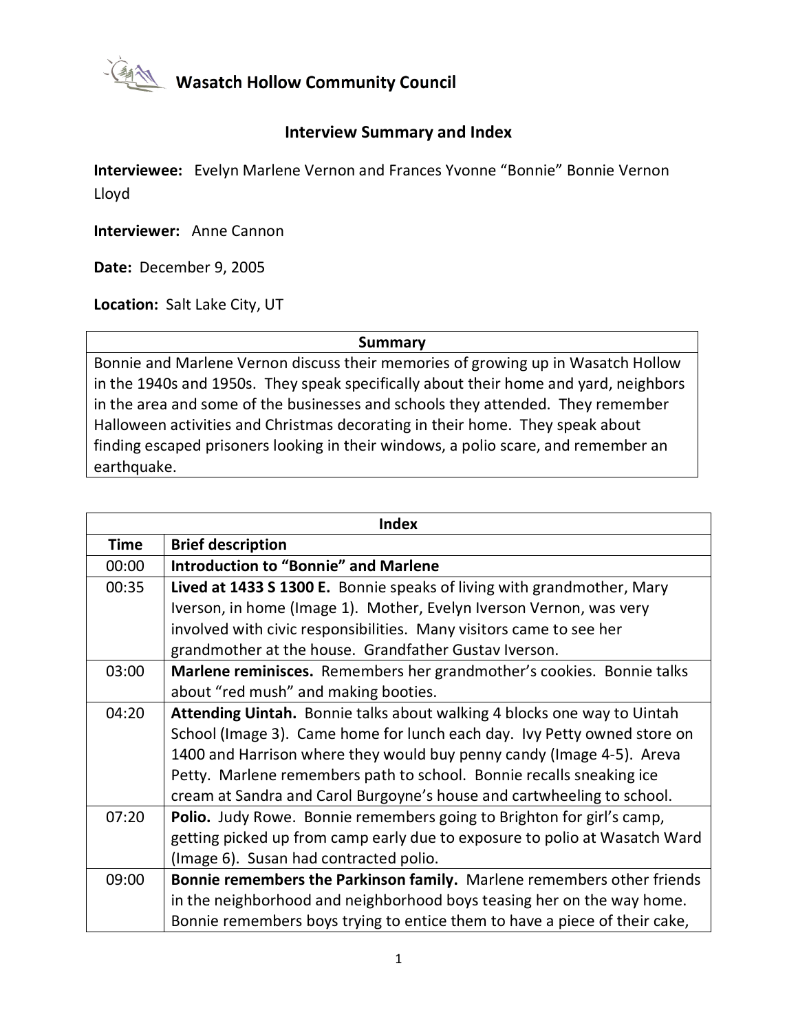# Wasatch Hollow Community Council

## Interview Summary and Index

**Interviewee:** Evelyn Marlene Vernon and Frances Yvonne "Bonnie" Bonnie Vernon Lloyd

**Interviewer:** Anne Cannon

**Date:** December 9, 2005

**Location:** Salt Lake City, UT

| Summary |
| --- |
| Bonnie and Marlene Vernon discuss their memories of growing up in Wasatch Hollow in the 1940s and 1950s. They speak specifically about their home and yard, neighbors in the area and some of the businesses and schools they attended. They remember Halloween activities and Christmas decorating in their home. They speak about finding escaped prisoners looking in their windows, a polio scare, and remember an earthquake. |

| Index | |
| --- | --- |
| **Time** | **Brief description** |
| 00:00 | **Introduction to "Bonnie" and Marlene** |
| 00:35 | **Lived at 1433 S 1300 E.** Bonnie speaks of living with grandmother, Mary Iverson, in home (Image 1). Mother, Evelyn Iverson Vernon, was very involved with civic responsibilities. Many visitors came to see her grandmother at the house. Grandfather Gustav Iverson. |
| 03:00 | **Marlene reminisces.** Remembers her grandmother's cookies. Bonnie talks about "red mush" and making booties. |
| 04:20 | **Attending Uintah.** Bonnie talks about walking 4 blocks one way to Uintah School (Image 3). Came home for lunch each day. Ivy Petty owned store on 1400 and Harrison where they would buy penny candy (Image 4-5). Areva Petty. Marlene remembers path to school. Bonnie recalls sneaking ice cream at Sandra and Carol Burgoyne's house and cartwheeling to school. |
| 07:20 | **Polio.** Judy Rowe. Bonnie remembers going to Brighton for girl's camp, getting picked up from camp early due to exposure to polio at Wasatch Ward (Image 6). Susan had contracted polio. |
| 09:00 | **Bonnie remembers the Parkinson family.** Marlene remembers other friends in the neighborhood and neighborhood boys teasing her on the way home. Bonnie remembers boys trying to entice them to have a piece of their cake, |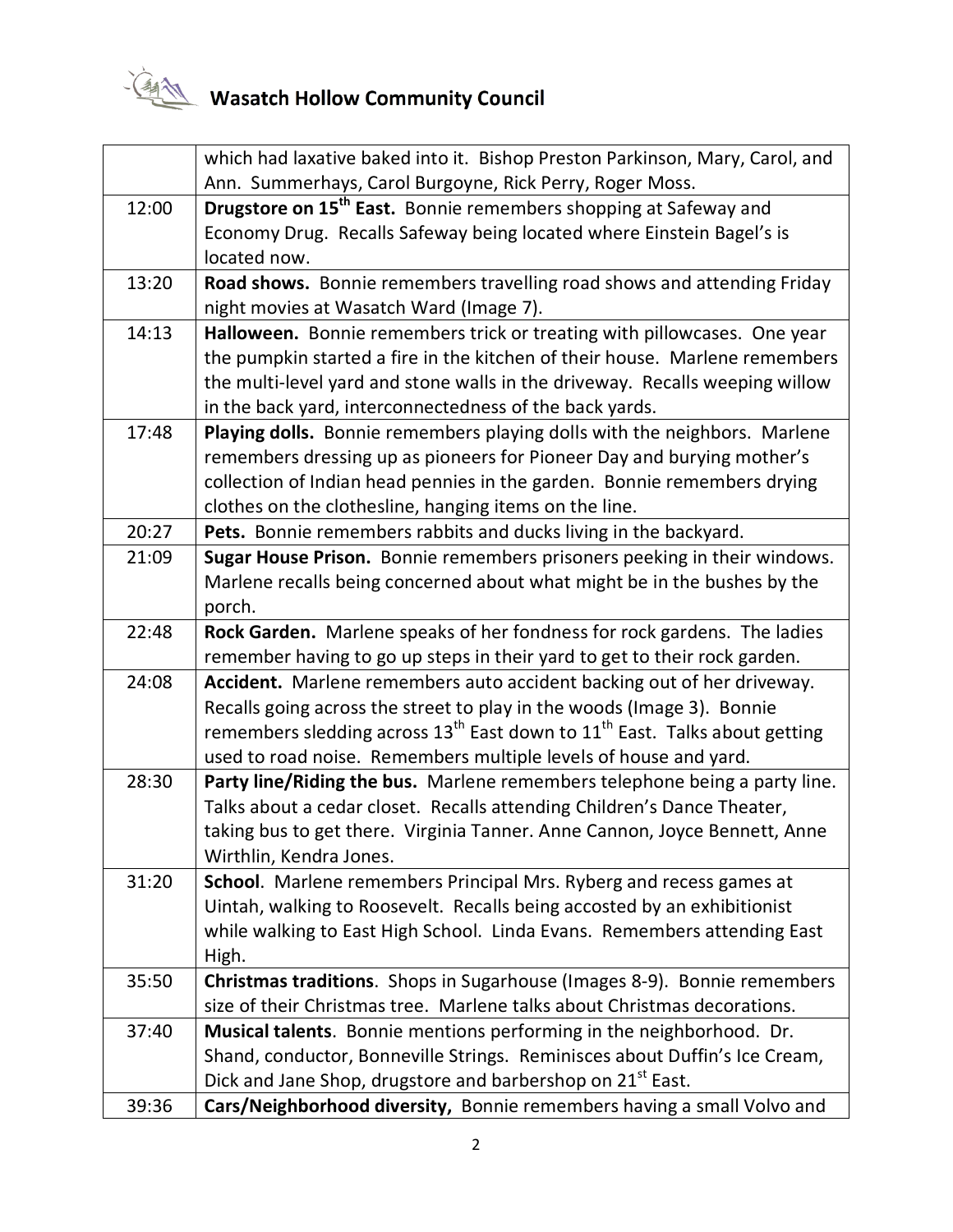|  |  |
| --- | --- |
|  | which had laxative baked into it. Bishop Preston Parkinson, Mary, Carol, and Ann. Summerhays, Carol Burgoyne, Rick Perry, Roger Moss. |
| 12:00 | **Drugstore on 15th East.** Bonnie remembers shopping at Safeway and Economy Drug. Recalls Safeway being located where Einstein Bagel's is located now. |
| 13:20 | **Road shows.** Bonnie remembers travelling road shows and attending Friday night movies at Wasatch Ward (Image 7). |
| 14:13 | **Halloween.** Bonnie remembers trick or treating with pillowcases. One year the pumpkin started a fire in the kitchen of their house. Marlene remembers the multi-level yard and stone walls in the driveway. Recalls weeping willow in the back yard, interconnectedness of the back yards. |
| 17:48 | **Playing dolls.** Bonnie remembers playing dolls with the neighbors. Marlene remembers dressing up as pioneers for Pioneer Day and burying mother's collection of Indian head pennies in the garden. Bonnie remembers drying clothes on the clothesline, hanging items on the line. |
| 20:27 | **Pets.** Bonnie remembers rabbits and ducks living in the backyard. |
| 21:09 | **Sugar House Prison.** Bonnie remembers prisoners peeking in their windows. Marlene recalls being concerned about what might be in the bushes by the porch. |
| 22:48 | **Rock Garden.** Marlene speaks of her fondness for rock gardens. The ladies remember having to go up steps in their yard to get to their rock garden. |
| 24:08 | **Accident.** Marlene remembers auto accident backing out of her driveway. Recalls going across the street to play in the woods (Image 3). Bonnie remembers sledding across 13th East down to 11th East. Talks about getting used to road noise. Remembers multiple levels of house and yard. |
| 28:30 | **Party line/Riding the bus.** Marlene remembers telephone being a party line. Talks about a cedar closet. Recalls attending Children's Dance Theater, taking bus to get there. Virginia Tanner. Anne Cannon, Joyce Bennett, Anne Wirthlin, Kendra Jones. |
| 31:20 | **School**. Marlene remembers Principal Mrs. Ryberg and recess games at Uintah, walking to Roosevelt. Recalls being accosted by an exhibitionist while walking to East High School. Linda Evans. Remembers attending East High. |
| 35:50 | **Christmas traditions**. Shops in Sugarhouse (Images 8-9). Bonnie remembers size of their Christmas tree. Marlene talks about Christmas decorations. |
| 37:40 | **Musical talents**. Bonnie mentions performing in the neighborhood. Dr. Shand, conductor, Bonneville Strings. Reminisces about Duffin's Ice Cream, Dick and Jane Shop, drugstore and barbershop on 21st East. |
| 39:36 | **Cars/Neighborhood diversity,** Bonnie remembers having a small Volvo and |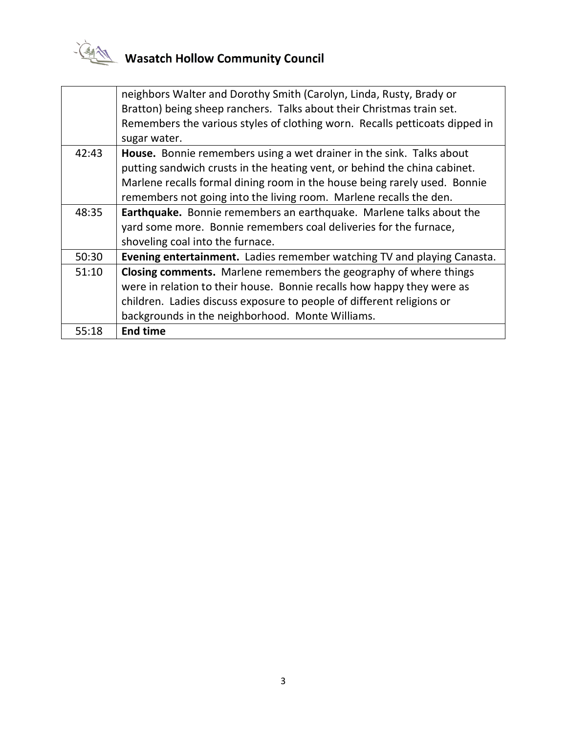| | |
|---|---|
| | neighbors Walter and Dorothy Smith (Carolyn, Linda, Rusty, Brady or Bratton) being sheep ranchers. Talks about their Christmas train set. Remembers the various styles of clothing worn. Recalls petticoats dipped in sugar water. |
| 42:43 | **House.** Bonnie remembers using a wet drainer in the sink. Talks about putting sandwich crusts in the heating vent, or behind the china cabinet. Marlene recalls formal dining room in the house being rarely used. Bonnie remembers not going into the living room. Marlene recalls the den. |
| 48:35 | **Earthquake.** Bonnie remembers an earthquake. Marlene talks about the yard some more. Bonnie remembers coal deliveries for the furnace, shoveling coal into the furnace. |
| 50:30 | **Evening entertainment.** Ladies remember watching TV and playing Canasta. |
| 51:10 | **Closing comments.** Marlene remembers the geography of where things were in relation to their house. Bonnie recalls how happy they were as children. Ladies discuss exposure to people of different religions or backgrounds in the neighborhood. Monte Williams. |
| 55:18 | **End time** |